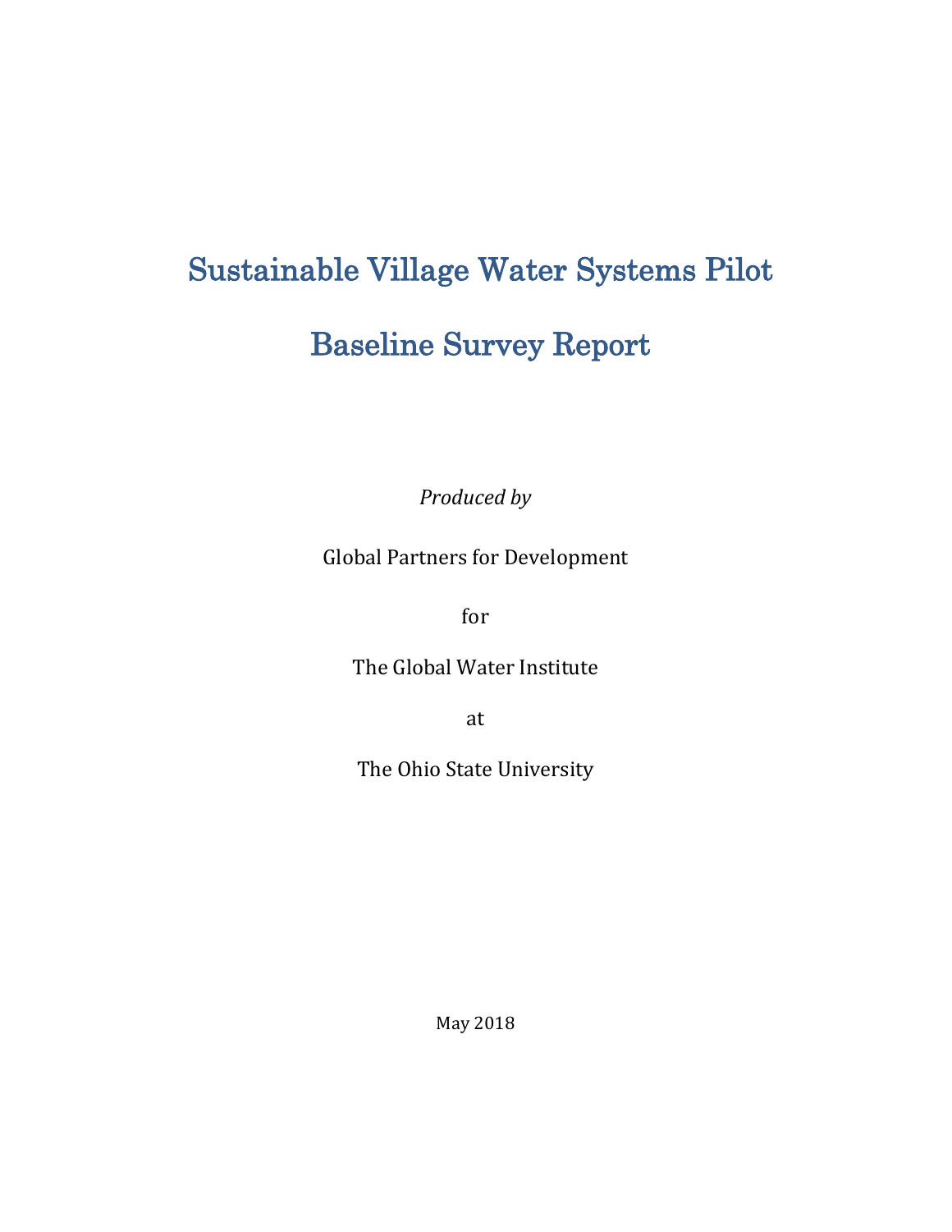# Sustainable Village Water Systems Pilot

# Baseline Survey Report

*Produced by*

Global Partners for Development

for

The Global Water Institute

at

The Ohio State University

May 2018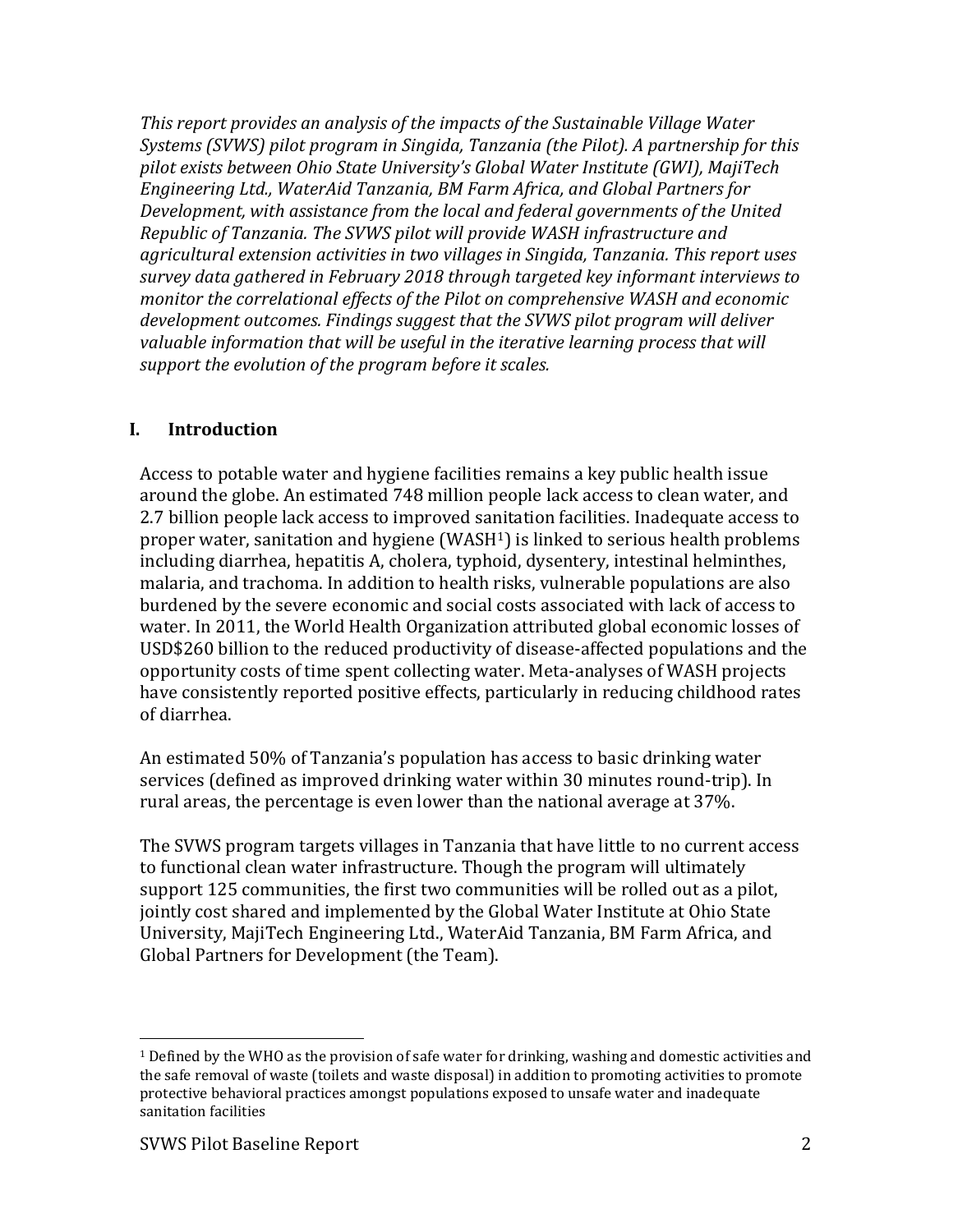*This report provides an analysis of the impacts of the Sustainable Village Water Systems (SVWS) pilot program in Singida, Tanzania (the Pilot). A partnership for this pilot exists between Ohio State University's Global Water Institute (GWI), MajiTech Engineering Ltd., WaterAid Tanzania, BM Farm Africa, and Global Partners for Development, with assistance from the local and federal governments of the United Republic of Tanzania. The SVWS pilot will provide WASH infrastructure and agricultural extension activities in two villages in Singida, Tanzania. This report uses survey data gathered in February 2018 through targeted key informant interviews to monitor the correlational effects of the Pilot on comprehensive WASH and economic development outcomes. Findings suggest that the SVWS pilot program will deliver valuable information that will be useful in the iterative learning process that will support the evolution of the program before it scales.*

## I. Introduction

Access to potable water and hygiene facilities remains a key public health issue around the globe. An estimated 748 million people lack access to clean water, and 2.7 billion people lack access to improved sanitation facilities. Inadequate access to proper water, sanitation and hygiene (WASH[1]) is linked to serious health problems including diarrhea, hepatitis A, cholera, typhoid, dysentery, intestinal helminthes, malaria, and trachoma. In addition to health risks, vulnerable populations are also burdened by the severe economic and social costs associated with lack of access to water. In 2011, the World Health Organization attributed global economic losses of USD$260 billion to the reduced productivity of disease-affected populations and the opportunity costs of time spent collecting water. Meta-analyses of WASH projects have consistently reported positive effects, particularly in reducing childhood rates of diarrhea.

An estimated 50% of Tanzania's population has access to basic drinking water services (defined as improved drinking water within 30 minutes round-trip). In rural areas, the percentage is even lower than the national average at 37%.

The SVWS program targets villages in Tanzania that have little to no current access to functional clean water infrastructure. Though the program will ultimately support 125 communities, the first two communities will be rolled out as a pilot, jointly cost shared and implemented by the Global Water Institute at Ohio State University, MajiTech Engineering Ltd., WaterAid Tanzania, BM Farm Africa, and Global Partners for Development (the Team).

---

[1] Defined by the WHO as the provision of safe water for drinking, washing and domestic activities and the safe removal of waste (toilets and waste disposal) in addition to promoting activities to promote protective behavioral practices amongst populations exposed to unsafe water and inadequate sanitation facilities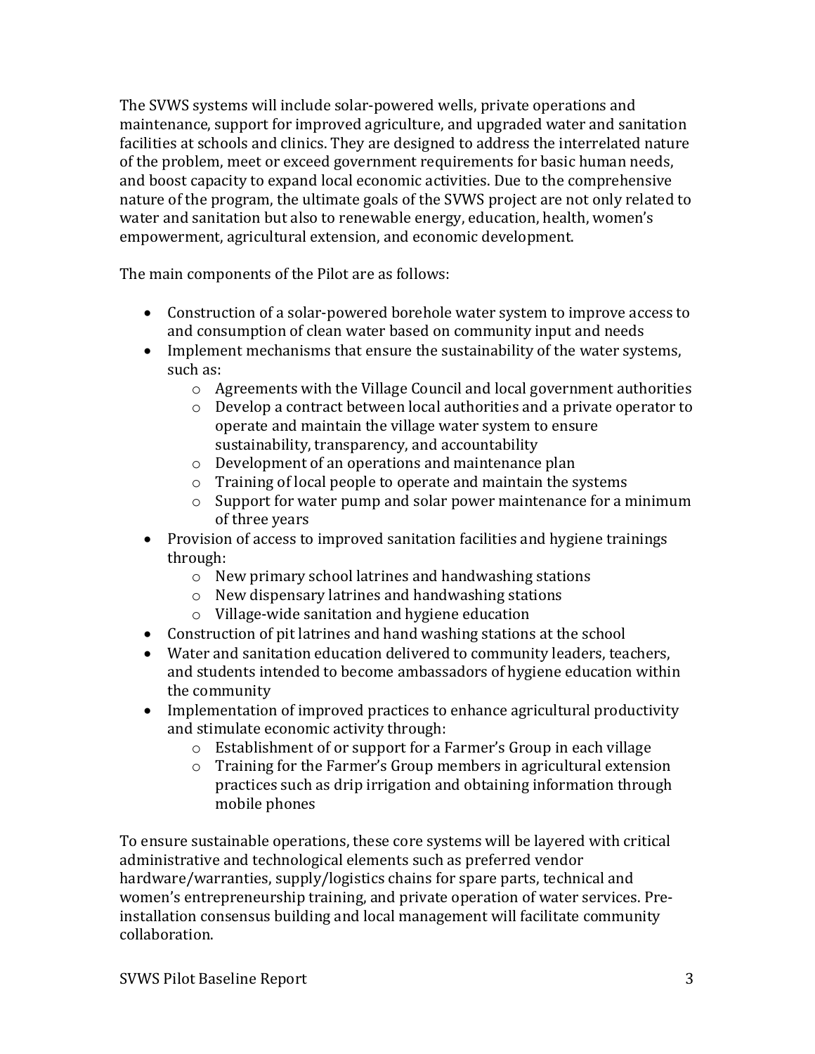The SVWS systems will include solar-powered wells, private operations and maintenance, support for improved agriculture, and upgraded water and sanitation facilities at schools and clinics. They are designed to address the interrelated nature of the problem, meet or exceed government requirements for basic human needs, and boost capacity to expand local economic activities. Due to the comprehensive nature of the program, the ultimate goals of the SVWS project are not only related to water and sanitation but also to renewable energy, education, health, women's empowerment, agricultural extension, and economic development.

The main components of the Pilot are as follows:

- Construction of a solar-powered borehole water system to improve access to and consumption of clean water based on community input and needs
- Implement mechanisms that ensure the sustainability of the water systems, such as:
    - Agreements with the Village Council and local government authorities
    - Develop a contract between local authorities and a private operator to operate and maintain the village water system to ensure sustainability, transparency, and accountability
    - Development of an operations and maintenance plan
    - Training of local people to operate and maintain the systems
    - Support for water pump and solar power maintenance for a minimum of three years
- Provision of access to improved sanitation facilities and hygiene trainings through:
    - New primary school latrines and handwashing stations
    - New dispensary latrines and handwashing stations
    - Village-wide sanitation and hygiene education
- Construction of pit latrines and hand washing stations at the school
- Water and sanitation education delivered to community leaders, teachers, and students intended to become ambassadors of hygiene education within the community
- Implementation of improved practices to enhance agricultural productivity and stimulate economic activity through:
    - Establishment of or support for a Farmer's Group in each village
    - Training for the Farmer's Group members in agricultural extension practices such as drip irrigation and obtaining information through mobile phones

To ensure sustainable operations, these core systems will be layered with critical administrative and technological elements such as preferred vendor hardware/warranties, supply/logistics chains for spare parts, technical and women's entrepreneurship training, and private operation of water services. Pre-installation consensus building and local management will facilitate community collaboration.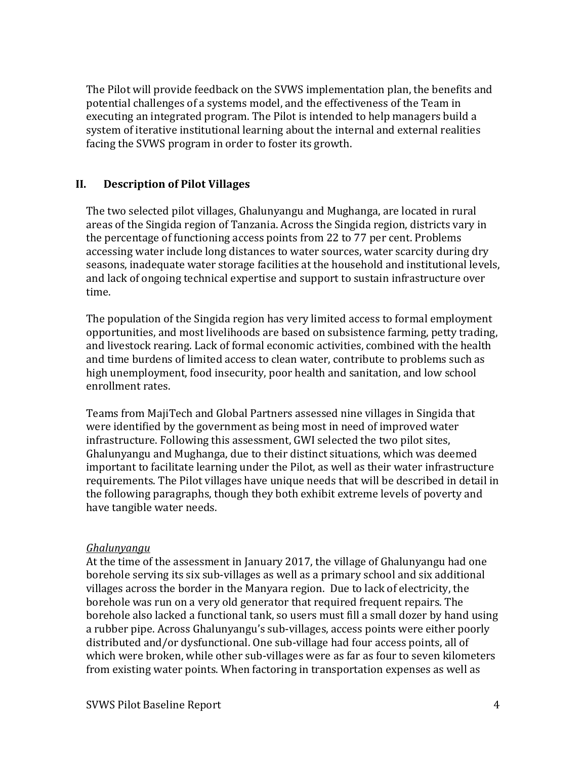The Pilot will provide feedback on the SVWS implementation plan, the benefits and potential challenges of a systems model, and the effectiveness of the Team in executing an integrated program. The Pilot is intended to help managers build a system of iterative institutional learning about the internal and external realities facing the SVWS program in order to foster its growth.

## II. Description of Pilot Villages

The two selected pilot villages, Ghalunyangu and Mughanga, are located in rural areas of the Singida region of Tanzania. Across the Singida region, districts vary in the percentage of functioning access points from 22 to 77 per cent. Problems accessing water include long distances to water sources, water scarcity during dry seasons, inadequate water storage facilities at the household and institutional levels, and lack of ongoing technical expertise and support to sustain infrastructure over time.

The population of the Singida region has very limited access to formal employment opportunities, and most livelihoods are based on subsistence farming, petty trading, and livestock rearing. Lack of formal economic activities, combined with the health and time burdens of limited access to clean water, contribute to problems such as high unemployment, food insecurity, poor health and sanitation, and low school enrollment rates.

Teams from MajiTech and Global Partners assessed nine villages in Singida that were identified by the government as being most in need of improved water infrastructure. Following this assessment, GWI selected the two pilot sites, Ghalunyangu and Mughanga, due to their distinct situations, which was deemed important to facilitate learning under the Pilot, as well as their water infrastructure requirements. The Pilot villages have unique needs that will be described in detail in the following paragraphs, though they both exhibit extreme levels of poverty and have tangible water needs.

*Ghalunyangu*

At the time of the assessment in January 2017, the village of Ghalunyangu had one borehole serving its six sub-villages as well as a primary school and six additional villages across the border in the Manyara region. Due to lack of electricity, the borehole was run on a very old generator that required frequent repairs. The borehole also lacked a functional tank, so users must fill a small dozer by hand using a rubber pipe. Across Ghalunyangu's sub-villages, access points were either poorly distributed and/or dysfunctional. One sub-village had four access points, all of which were broken, while other sub-villages were as far as four to seven kilometers from existing water points. When factoring in transportation expenses as well as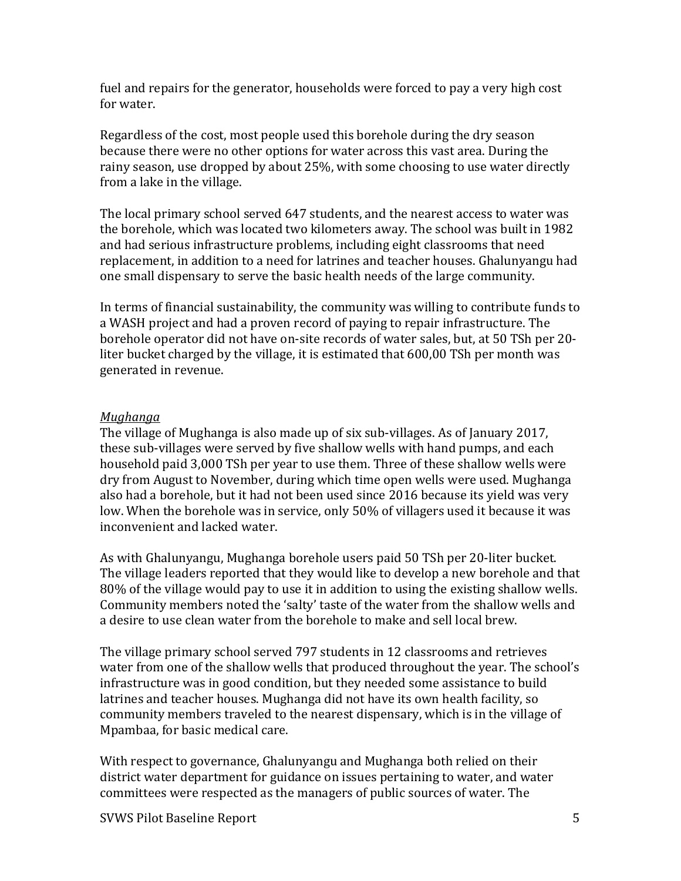fuel and repairs for the generator, households were forced to pay a very high cost for water.

Regardless of the cost, most people used this borehole during the dry season because there were no other options for water across this vast area. During the rainy season, use dropped by about 25%, with some choosing to use water directly from a lake in the village.

The local primary school served 647 students, and the nearest access to water was the borehole, which was located two kilometers away. The school was built in 1982 and had serious infrastructure problems, including eight classrooms that need replacement, in addition to a need for latrines and teacher houses. Ghalunyangu had one small dispensary to serve the basic health needs of the large community.

In terms of financial sustainability, the community was willing to contribute funds to a WASH project and had a proven record of paying to repair infrastructure. The borehole operator did not have on-site records of water sales, but, at 50 TSh per 20-liter bucket charged by the village, it is estimated that 600,00 TSh per month was generated in revenue.

*Mughanga*

The village of Mughanga is also made up of six sub-villages. As of January 2017, these sub-villages were served by five shallow wells with hand pumps, and each household paid 3,000 TSh per year to use them. Three of these shallow wells were dry from August to November, during which time open wells were used. Mughanga also had a borehole, but it had not been used since 2016 because its yield was very low. When the borehole was in service, only 50% of villagers used it because it was inconvenient and lacked water.

As with Ghalunyangu, Mughanga borehole users paid 50 TSh per 20-liter bucket. The village leaders reported that they would like to develop a new borehole and that 80% of the village would pay to use it in addition to using the existing shallow wells. Community members noted the 'salty' taste of the water from the shallow wells and a desire to use clean water from the borehole to make and sell local brew.

The village primary school served 797 students in 12 classrooms and retrieves water from one of the shallow wells that produced throughout the year. The school's infrastructure was in good condition, but they needed some assistance to build latrines and teacher houses. Mughanga did not have its own health facility, so community members traveled to the nearest dispensary, which is in the village of Mpambaa, for basic medical care.

With respect to governance, Ghalunyangu and Mughanga both relied on their district water department for guidance on issues pertaining to water, and water committees were respected as the managers of public sources of water. The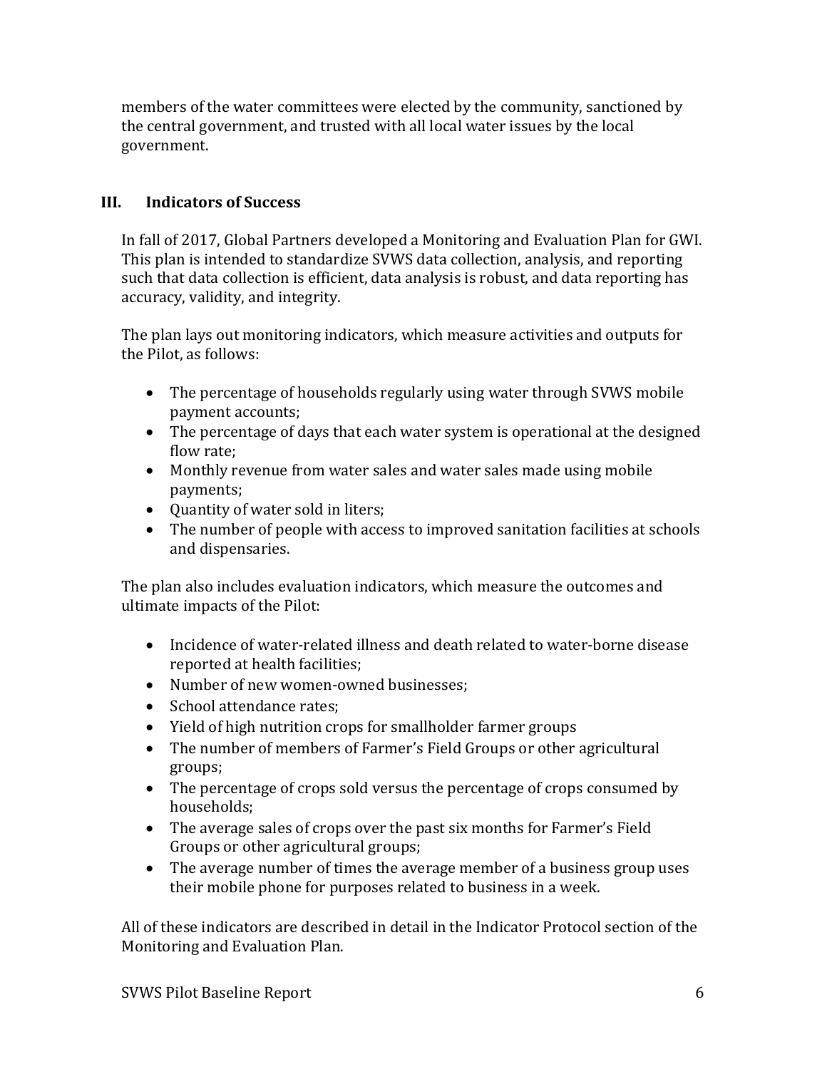members of the water committees were elected by the community, sanctioned by the central government, and trusted with all local water issues by the local government.

## III. Indicators of Success

In fall of 2017, Global Partners developed a Monitoring and Evaluation Plan for GWI. This plan is intended to standardize SVWS data collection, analysis, and reporting such that data collection is efficient, data analysis is robust, and data reporting has accuracy, validity, and integrity.

The plan lays out monitoring indicators, which measure activities and outputs for the Pilot, as follows:

- The percentage of households regularly using water through SVWS mobile payment accounts;
- The percentage of days that each water system is operational at the designed flow rate;
- Monthly revenue from water sales and water sales made using mobile payments;
- Quantity of water sold in liters;
- The number of people with access to improved sanitation facilities at schools and dispensaries.

The plan also includes evaluation indicators, which measure the outcomes and ultimate impacts of the Pilot:

- Incidence of water-related illness and death related to water-borne disease reported at health facilities;
- Number of new women-owned businesses;
- School attendance rates;
- Yield of high nutrition crops for smallholder farmer groups
- The number of members of Farmer's Field Groups or other agricultural groups;
- The percentage of crops sold versus the percentage of crops consumed by households;
- The average sales of crops over the past six months for Farmer's Field Groups or other agricultural groups;
- The average number of times the average member of a business group uses their mobile phone for purposes related to business in a week.

All of these indicators are described in detail in the Indicator Protocol section of the Monitoring and Evaluation Plan.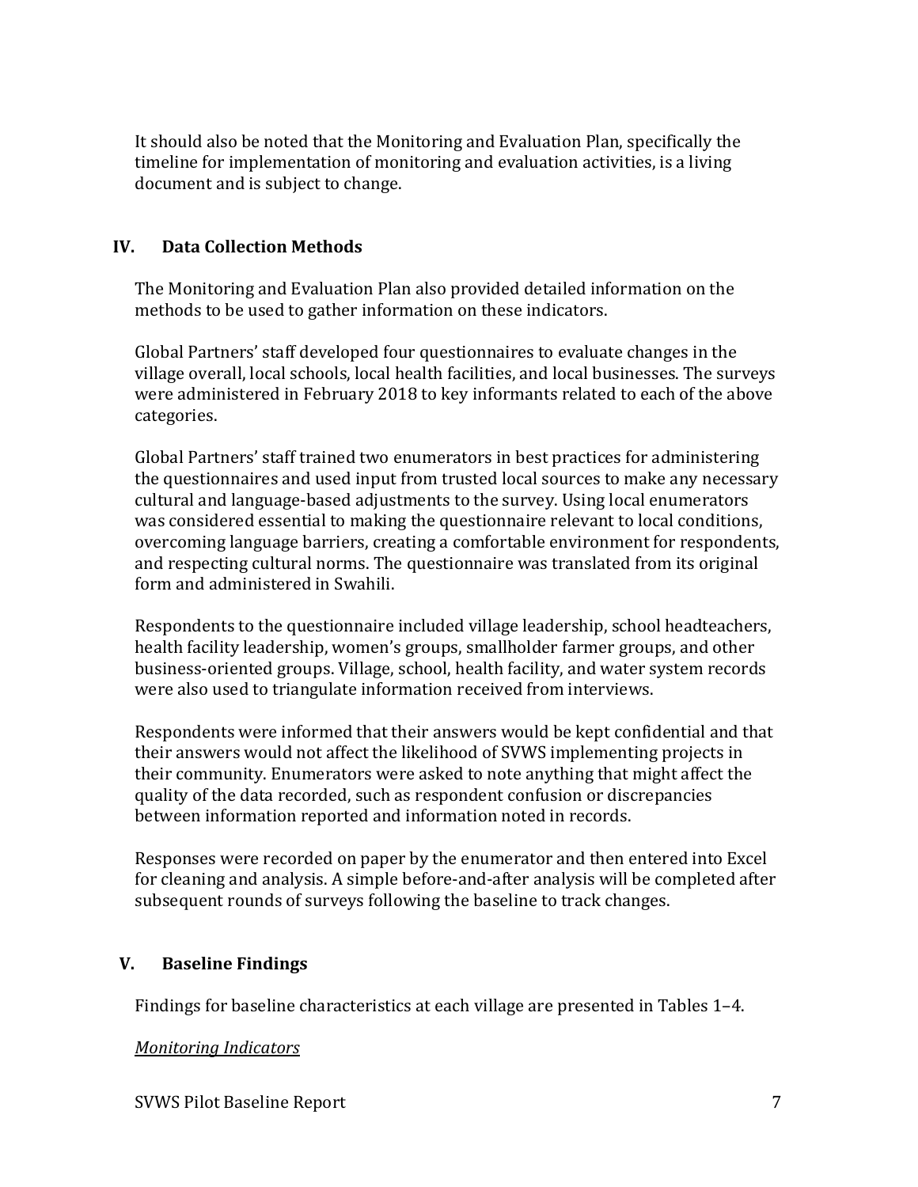It should also be noted that the Monitoring and Evaluation Plan, specifically the timeline for implementation of monitoring and evaluation activities, is a living document and is subject to change.

## IV. Data Collection Methods

The Monitoring and Evaluation Plan also provided detailed information on the methods to be used to gather information on these indicators.

Global Partners' staff developed four questionnaires to evaluate changes in the village overall, local schools, local health facilities, and local businesses. The surveys were administered in February 2018 to key informants related to each of the above categories.

Global Partners' staff trained two enumerators in best practices for administering the questionnaires and used input from trusted local sources to make any necessary cultural and language-based adjustments to the survey. Using local enumerators was considered essential to making the questionnaire relevant to local conditions, overcoming language barriers, creating a comfortable environment for respondents, and respecting cultural norms. The questionnaire was translated from its original form and administered in Swahili.

Respondents to the questionnaire included village leadership, school headteachers, health facility leadership, women's groups, smallholder farmer groups, and other business-oriented groups. Village, school, health facility, and water system records were also used to triangulate information received from interviews.

Respondents were informed that their answers would be kept confidential and that their answers would not affect the likelihood of SVWS implementing projects in their community. Enumerators were asked to note anything that might affect the quality of the data recorded, such as respondent confusion or discrepancies between information reported and information noted in records.

Responses were recorded on paper by the enumerator and then entered into Excel for cleaning and analysis. A simple before-and-after analysis will be completed after subsequent rounds of surveys following the baseline to track changes.

## V. Baseline Findings

Findings for baseline characteristics at each village are presented in Tables 1–4.

*Monitoring Indicators*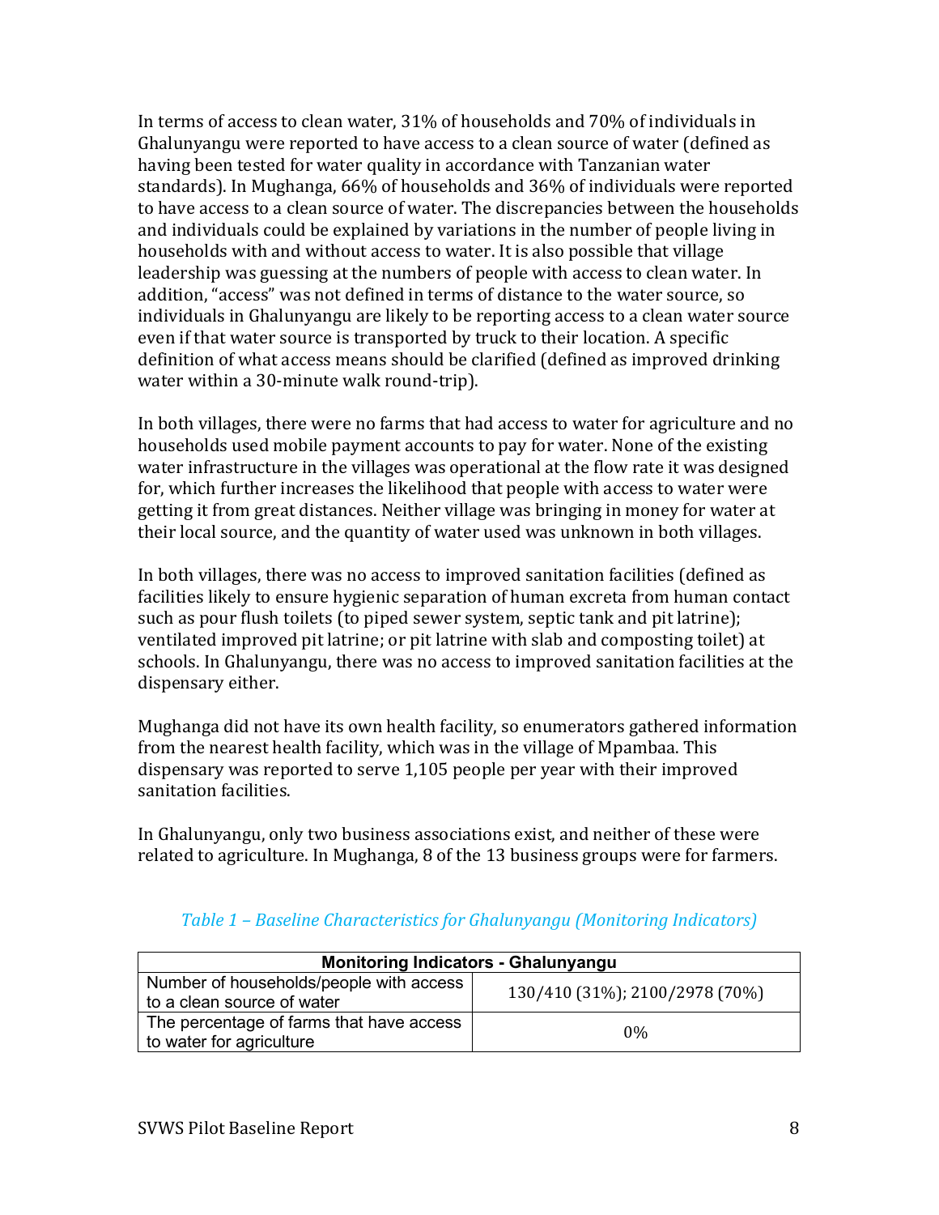In terms of access to clean water, 31% of households and 70% of individuals in Ghalunyangu were reported to have access to a clean source of water (defined as having been tested for water quality in accordance with Tanzanian water standards). In Mughanga, 66% of households and 36% of individuals were reported to have access to a clean source of water. The discrepancies between the households and individuals could be explained by variations in the number of people living in households with and without access to water. It is also possible that village leadership was guessing at the numbers of people with access to clean water. In addition, "access" was not defined in terms of distance to the water source, so individuals in Ghalunyangu are likely to be reporting access to a clean water source even if that water source is transported by truck to their location. A specific definition of what access means should be clarified (defined as improved drinking water within a 30-minute walk round-trip).

In both villages, there were no farms that had access to water for agriculture and no households used mobile payment accounts to pay for water. None of the existing water infrastructure in the villages was operational at the flow rate it was designed for, which further increases the likelihood that people with access to water were getting it from great distances. Neither village was bringing in money for water at their local source, and the quantity of water used was unknown in both villages.

In both villages, there was no access to improved sanitation facilities (defined as facilities likely to ensure hygienic separation of human excreta from human contact such as pour flush toilets (to piped sewer system, septic tank and pit latrine); ventilated improved pit latrine; or pit latrine with slab and composting toilet) at schools. In Ghalunyangu, there was no access to improved sanitation facilities at the dispensary either.

Mughanga did not have its own health facility, so enumerators gathered information from the nearest health facility, which was in the village of Mpambaa. This dispensary was reported to serve 1,105 people per year with their improved sanitation facilities.

In Ghalunyangu, only two business associations exist, and neither of these were related to agriculture. In Mughanga, 8 of the 13 business groups were for farmers.

*Table 1 – Baseline Characteristics for Ghalunyangu (Monitoring Indicators)*

| **Monitoring Indicators - Ghalunyangu** | |
|---|---|
| Number of households/people with access to a clean source of water | 130/410 (31%); 2100/2978 (70%) |
| The percentage of farms that have access to water for agriculture | 0% |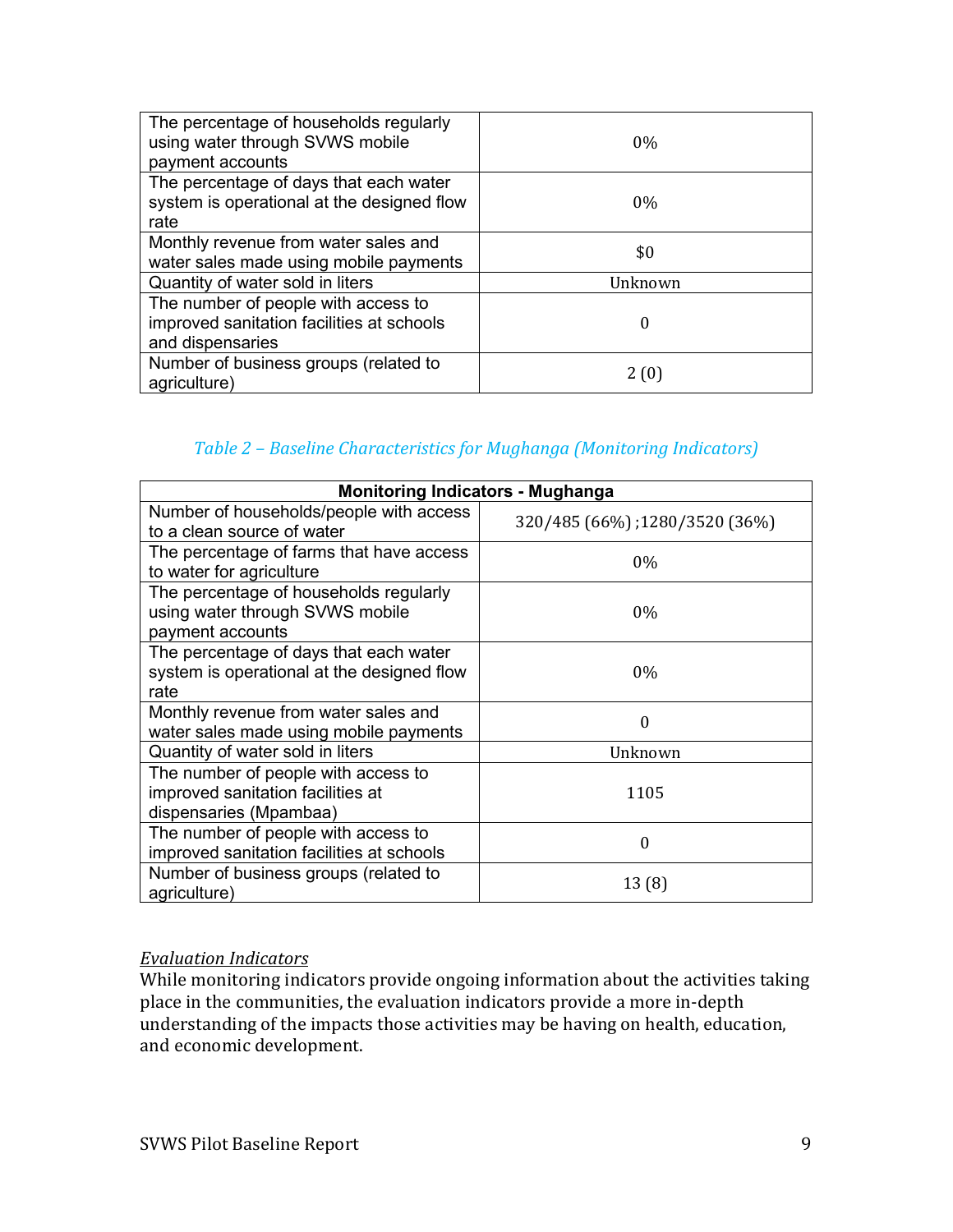| | |
|---|---|
| The percentage of households regularly using water through SVWS mobile payment accounts | 0% |
| The percentage of days that each water system is operational at the designed flow rate | 0% |
| Monthly revenue from water sales and water sales made using mobile payments | $0 |
| Quantity of water sold in liters | Unknown |
| The number of people with access to improved sanitation facilities at schools and dispensaries | 0 |
| Number of business groups (related to agriculture) | 2 (0) |

*Table 2 – Baseline Characteristics for Mughanga (Monitoring Indicators)*

| Monitoring Indicators - Mughanga | |
|---|---|
| Number of households/people with access to a clean source of water | 320/485 (66%) ;1280/3520 (36%) |
| The percentage of farms that have access to water for agriculture | 0% |
| The percentage of households regularly using water through SVWS mobile payment accounts | 0% |
| The percentage of days that each water system is operational at the designed flow rate | 0% |
| Monthly revenue from water sales and water sales made using mobile payments | 0 |
| Quantity of water sold in liters | Unknown |
| The number of people with access to improved sanitation facilities at dispensaries (Mpambaa) | 1105 |
| The number of people with access to improved sanitation facilities at schools | 0 |
| Number of business groups (related to agriculture) | 13 (8) |

*Evaluation Indicators*

While monitoring indicators provide ongoing information about the activities taking place in the communities, the evaluation indicators provide a more in-depth understanding of the impacts those activities may be having on health, education, and economic development.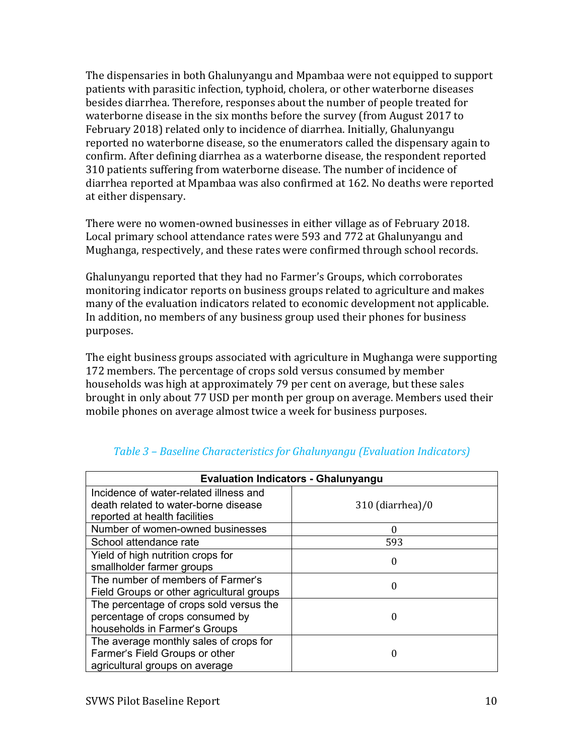The dispensaries in both Ghalunyangu and Mpambaa were not equipped to support patients with parasitic infection, typhoid, cholera, or other waterborne diseases besides diarrhea. Therefore, responses about the number of people treated for waterborne disease in the six months before the survey (from August 2017 to February 2018) related only to incidence of diarrhea. Initially, Ghalunyangu reported no waterborne disease, so the enumerators called the dispensary again to confirm. After defining diarrhea as a waterborne disease, the respondent reported 310 patients suffering from waterborne disease. The number of incidence of diarrhea reported at Mpambaa was also confirmed at 162. No deaths were reported at either dispensary.

There were no women-owned businesses in either village as of February 2018. Local primary school attendance rates were 593 and 772 at Ghalunyangu and Mughanga, respectively, and these rates were confirmed through school records.

Ghalunyangu reported that they had no Farmer's Groups, which corroborates monitoring indicator reports on business groups related to agriculture and makes many of the evaluation indicators related to economic development not applicable. In addition, no members of any business group used their phones for business purposes.

The eight business groups associated with agriculture in Mughanga were supporting 172 members. The percentage of crops sold versus consumed by member households was high at approximately 79 per cent on average, but these sales brought in only about 77 USD per month per group on average. Members used their mobile phones on average almost twice a week for business purposes.

*Table 3 – Baseline Characteristics for Ghalunyangu (Evaluation Indicators)*

| Evaluation Indicators - Ghalunyangu | |
|---|---|
| Incidence of water-related illness and death related to water-borne disease reported at health facilities | 310 (diarrhea)/0 |
| Number of women-owned businesses | 0 |
| School attendance rate | 593 |
| Yield of high nutrition crops for smallholder farmer groups | 0 |
| The number of members of Farmer's Field Groups or other agricultural groups | 0 |
| The percentage of crops sold versus the percentage of crops consumed by households in Farmer's Groups | 0 |
| The average monthly sales of crops for Farmer's Field Groups or other agricultural groups on average | 0 |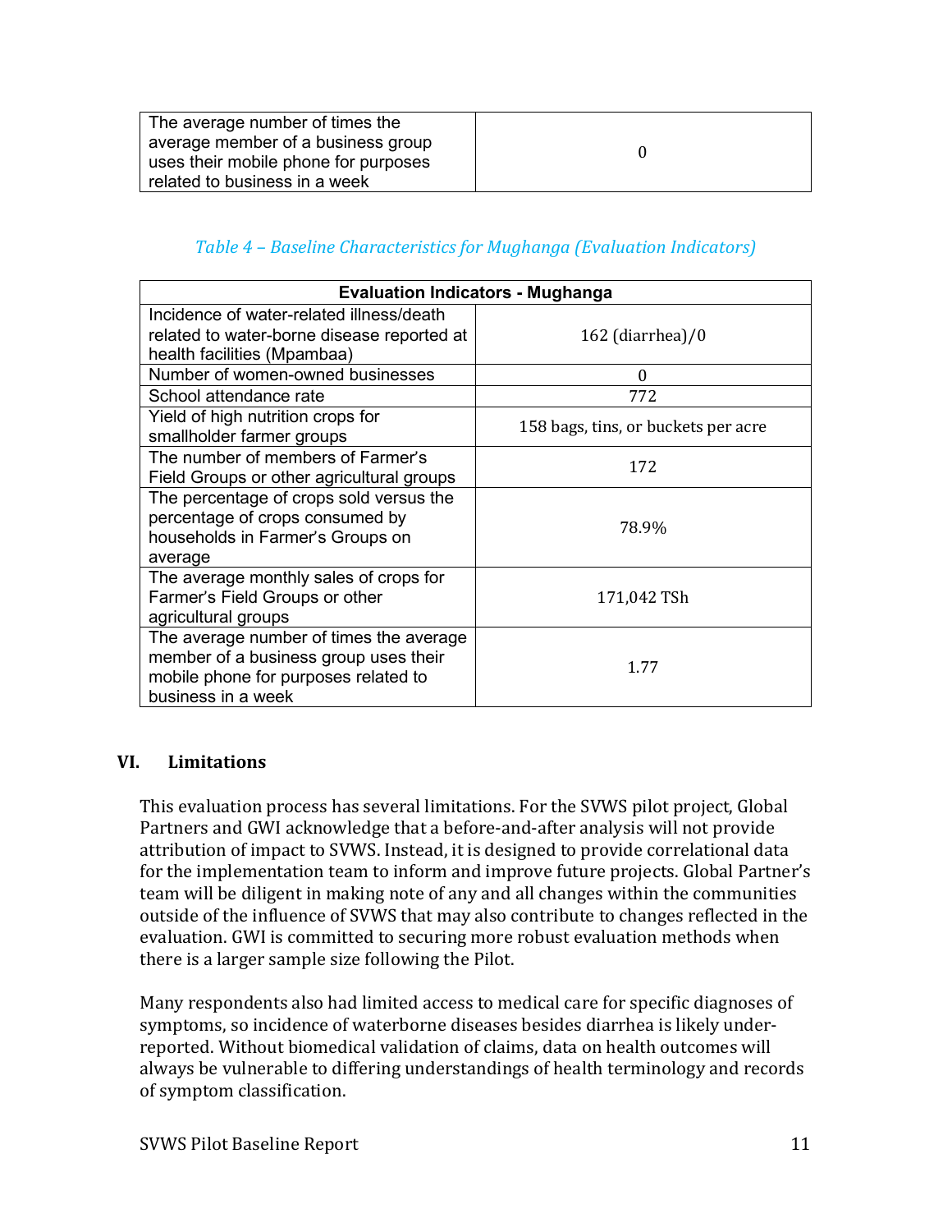| The average number of times the average member of a business group uses their mobile phone for purposes related to business in a week | 0 |
|---|---|

*Table 4 – Baseline Characteristics for Mughanga (Evaluation Indicators)*

| Evaluation Indicators - Mughanga | |
|---|---|
| Incidence of water-related illness/death related to water-borne disease reported at health facilities (Mpambaa) | 162 (diarrhea)/0 |
| Number of women-owned businesses | 0 |
| School attendance rate | 772 |
| Yield of high nutrition crops for smallholder farmer groups | 158 bags, tins, or buckets per acre |
| The number of members of Farmer's Field Groups or other agricultural groups | 172 |
| The percentage of crops sold versus the percentage of crops consumed by households in Farmer's Groups on average | 78.9% |
| The average monthly sales of crops for Farmer's Field Groups or other agricultural groups | 171,042 TSh |
| The average number of times the average member of a business group uses their mobile phone for purposes related to business in a week | 1.77 |

## VI. Limitations

This evaluation process has several limitations. For the SVWS pilot project, Global Partners and GWI acknowledge that a before-and-after analysis will not provide attribution of impact to SVWS. Instead, it is designed to provide correlational data for the implementation team to inform and improve future projects. Global Partner's team will be diligent in making note of any and all changes within the communities outside of the influence of SVWS that may also contribute to changes reflected in the evaluation. GWI is committed to securing more robust evaluation methods when there is a larger sample size following the Pilot.

Many respondents also had limited access to medical care for specific diagnoses of symptoms, so incidence of waterborne diseases besides diarrhea is likely under-reported. Without biomedical validation of claims, data on health outcomes will always be vulnerable to differing understandings of health terminology and records of symptom classification.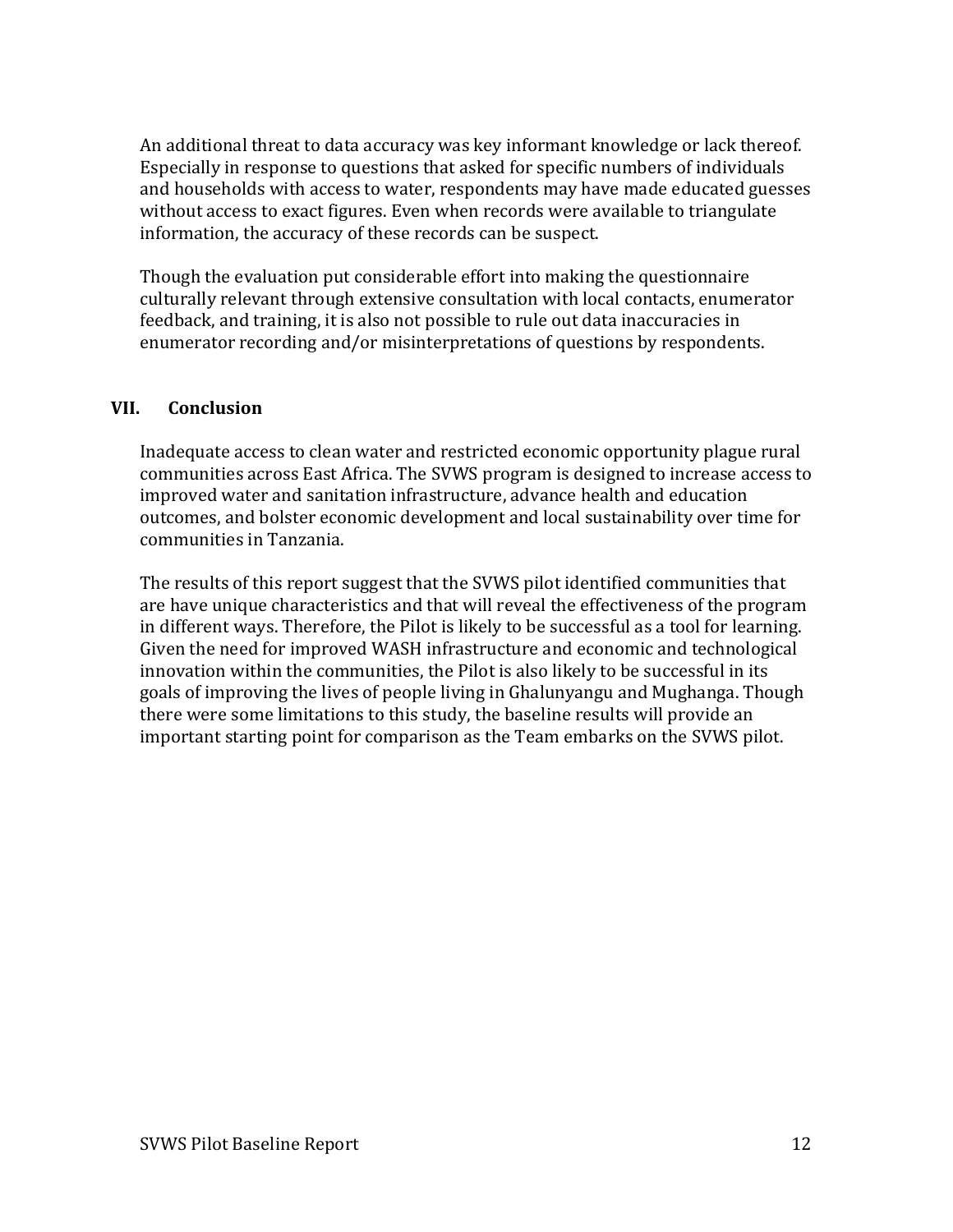An additional threat to data accuracy was key informant knowledge or lack thereof. Especially in response to questions that asked for specific numbers of individuals and households with access to water, respondents may have made educated guesses without access to exact figures. Even when records were available to triangulate information, the accuracy of these records can be suspect.

Though the evaluation put considerable effort into making the questionnaire culturally relevant through extensive consultation with local contacts, enumerator feedback, and training, it is also not possible to rule out data inaccuracies in enumerator recording and/or misinterpretations of questions by respondents.

## VII. Conclusion

Inadequate access to clean water and restricted economic opportunity plague rural communities across East Africa. The SVWS program is designed to increase access to improved water and sanitation infrastructure, advance health and education outcomes, and bolster economic development and local sustainability over time for communities in Tanzania.

The results of this report suggest that the SVWS pilot identified communities that are have unique characteristics and that will reveal the effectiveness of the program in different ways. Therefore, the Pilot is likely to be successful as a tool for learning. Given the need for improved WASH infrastructure and economic and technological innovation within the communities, the Pilot is also likely to be successful in its goals of improving the lives of people living in Ghalunyangu and Mughanga. Though there were some limitations to this study, the baseline results will provide an important starting point for comparison as the Team embarks on the SVWS pilot.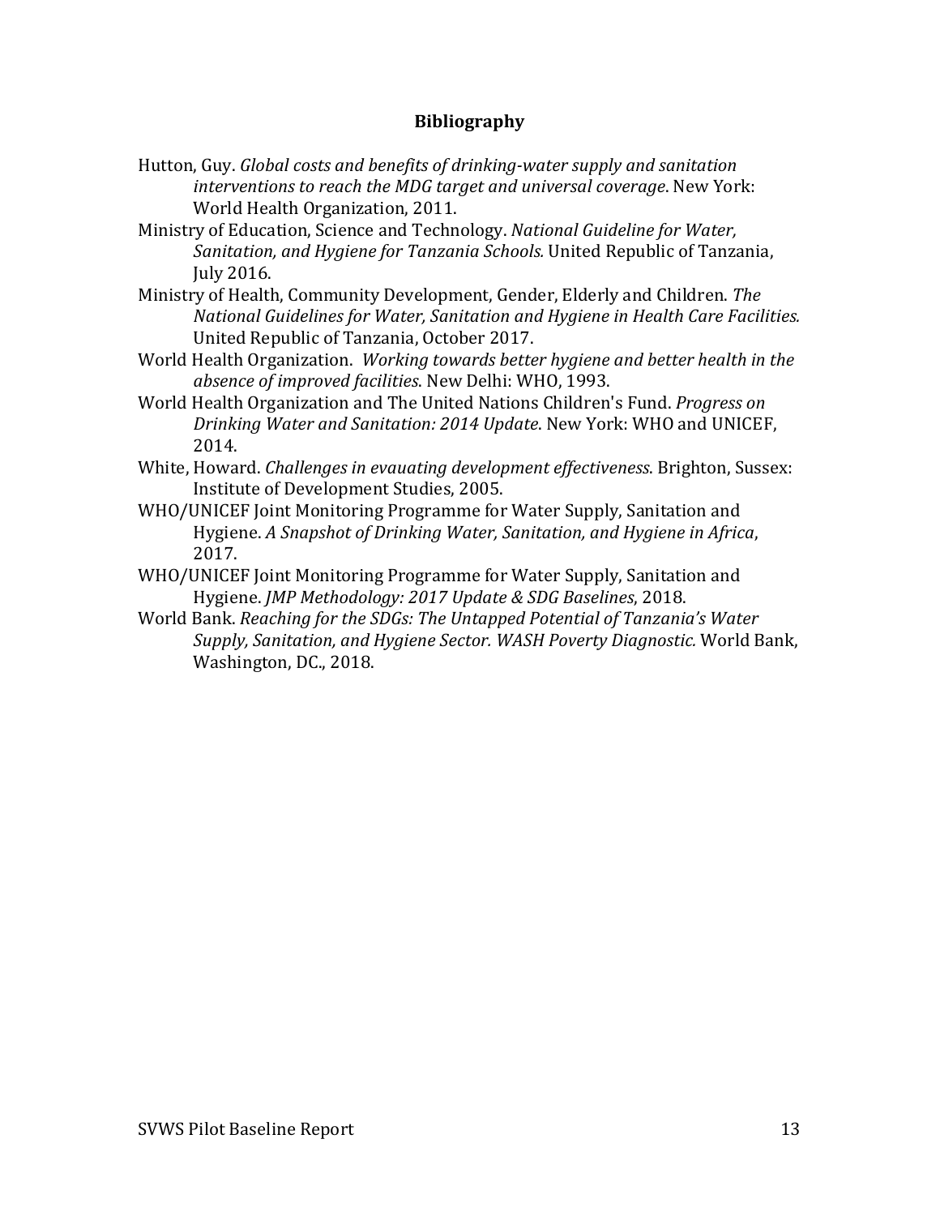**Bibliography**

Hutton, Guy. *Global costs and benefits of drinking-water supply and sanitation interventions to reach the MDG target and universal coverage*. New York: World Health Organization, 2011.

Ministry of Education, Science and Technology. *National Guideline for Water, Sanitation, and Hygiene for Tanzania Schools.* United Republic of Tanzania, July 2016.

Ministry of Health, Community Development, Gender, Elderly and Children. *The National Guidelines for Water, Sanitation and Hygiene in Health Care Facilities.* United Republic of Tanzania, October 2017.

World Health Organization. *Working towards better hygiene and better health in the absence of improved facilities.* New Delhi: WHO, 1993.

World Health Organization and The United Nations Children's Fund. *Progress on Drinking Water and Sanitation: 2014 Update*. New York: WHO and UNICEF, 2014.

White, Howard. *Challenges in evauating development effectiveness*. Brighton, Sussex: Institute of Development Studies, 2005.

WHO/UNICEF Joint Monitoring Programme for Water Supply, Sanitation and Hygiene. *A Snapshot of Drinking Water, Sanitation, and Hygiene in Africa*, 2017.

WHO/UNICEF Joint Monitoring Programme for Water Supply, Sanitation and Hygiene. *JMP Methodology: 2017 Update & SDG Baselines*, 2018.

World Bank. *Reaching for the SDGs: The Untapped Potential of Tanzania's Water Supply, Sanitation, and Hygiene Sector. WASH Poverty Diagnostic.* World Bank, Washington, DC., 2018.